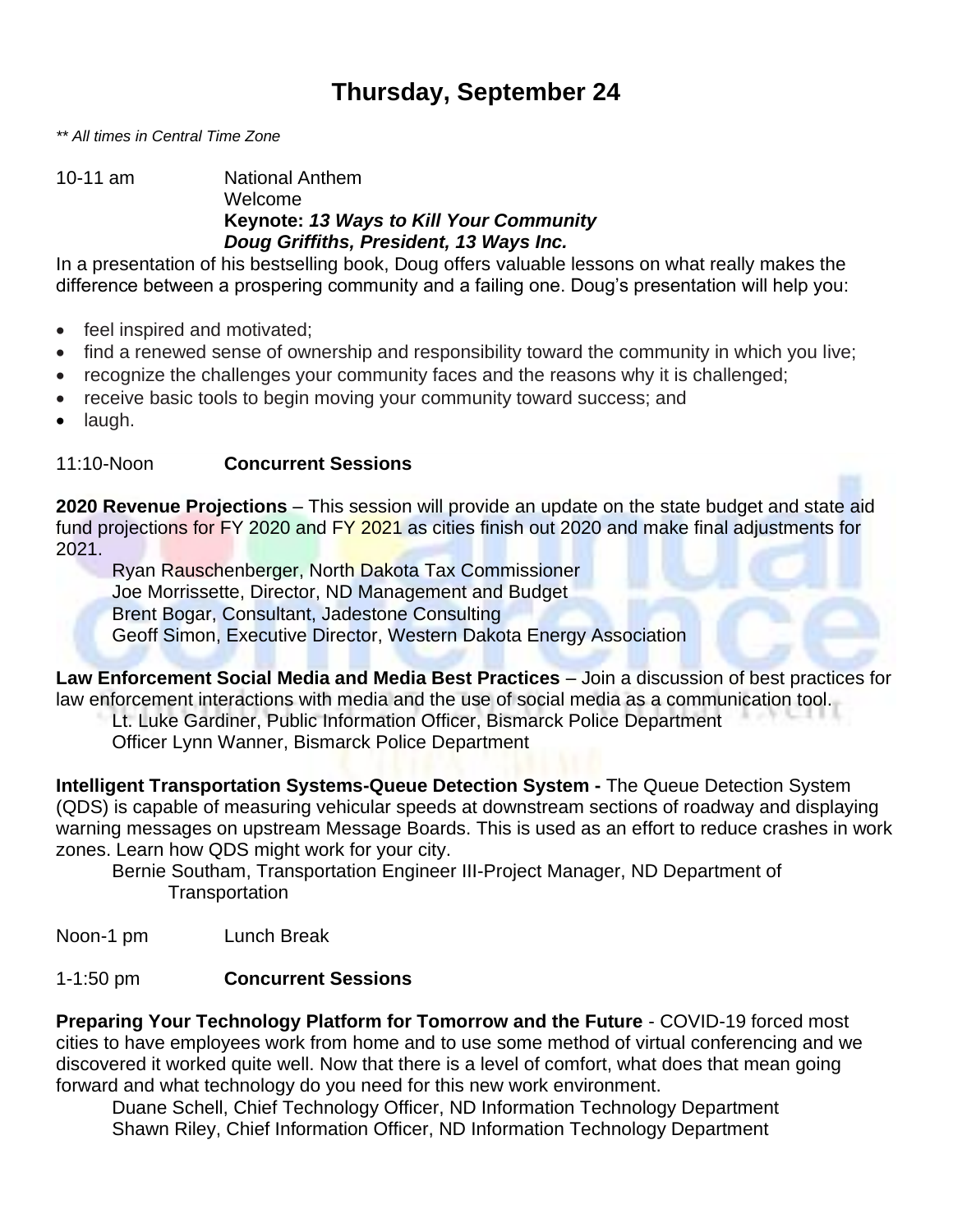# Thursday, September 24

*** All times in Central Time Zone*

10-11 am National Anthem
Welcome
**Keynote:** ***13 Ways to Kill Your Community***
***Doug Griffiths, President, 13 Ways Inc.***

In a presentation of his bestselling book, Doug offers valuable lessons on what really makes the difference between a prospering community and a failing one. Doug's presentation will help you:

- feel inspired and motivated;
- find a renewed sense of ownership and responsibility toward the community in which you live;
- recognize the challenges your community faces and the reasons why it is challenged;
- receive basic tools to begin moving your community toward success; and
- laugh.

11:10-Noon **Concurrent Sessions**

**2020 Revenue Projections** – This session will provide an update on the state budget and state aid fund projections for FY 2020 and FY 2021 as cities finish out 2020 and make final adjustments for 2021.

Ryan Rauschenberger, North Dakota Tax Commissioner
Joe Morrissette, Director, ND Management and Budget
Brent Bogar, Consultant, Jadestone Consulting
Geoff Simon, Executive Director, Western Dakota Energy Association

**Law Enforcement Social Media and Media Best Practices** – Join a discussion of best practices for law enforcement interactions with media and the use of social media as a communication tool.

Lt. Luke Gardiner, Public Information Officer, Bismarck Police Department
Officer Lynn Wanner, Bismarck Police Department

**Intelligent Transportation Systems-Queue Detection System -** The Queue Detection System (QDS) is capable of measuring vehicular speeds at downstream sections of roadway and displaying warning messages on upstream Message Boards. This is used as an effort to reduce crashes in work zones. Learn how QDS might work for your city.

Bernie Southam, Transportation Engineer III-Project Manager, ND Department of Transportation

Noon-1 pm Lunch Break

1-1:50 pm **Concurrent Sessions**

**Preparing Your Technology Platform for Tomorrow and the Future** - COVID-19 forced most cities to have employees work from home and to use some method of virtual conferencing and we discovered it worked quite well. Now that there is a level of comfort, what does that mean going forward and what technology do you need for this new work environment.

Duane Schell, Chief Technology Officer, ND Information Technology Department
Shawn Riley, Chief Information Officer, ND Information Technology Department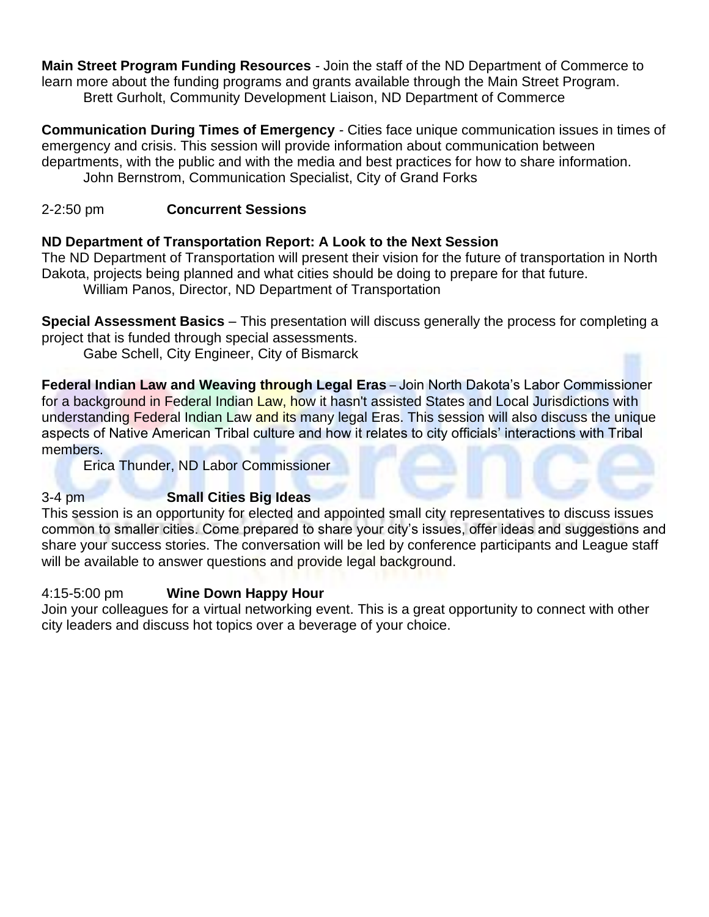**Main Street Program Funding Resources** - Join the staff of the ND Department of Commerce to learn more about the funding programs and grants available through the Main Street Program.
Brett Gurholt, Community Development Liaison, ND Department of Commerce

**Communication During Times of Emergency** - Cities face unique communication issues in times of emergency and crisis. This session will provide information about communication between departments, with the public and with the media and best practices for how to share information.
John Bernstrom, Communication Specialist, City of Grand Forks

2-2:50 pm **Concurrent Sessions**

**ND Department of Transportation Report: A Look to the Next Session**
The ND Department of Transportation will present their vision for the future of transportation in North Dakota, projects being planned and what cities should be doing to prepare for that future.
William Panos, Director, ND Department of Transportation

**Special Assessment Basics** – This presentation will discuss generally the process for completing a project that is funded through special assessments.
Gabe Schell, City Engineer, City of Bismarck

**Federal Indian Law and Weaving through Legal Eras** – Join North Dakota's Labor Commissioner for a background in Federal Indian Law, how it hasn't assisted States and Local Jurisdictions with understanding Federal Indian Law and its many legal Eras. This session will also discuss the unique aspects of Native American Tribal culture and how it relates to city officials' interactions with Tribal members.
Erica Thunder, ND Labor Commissioner

3-4 pm **Small Cities Big Ideas**
This session is an opportunity for elected and appointed small city representatives to discuss issues common to smaller cities. Come prepared to share your city's issues, offer ideas and suggestions and share your success stories. The conversation will be led by conference participants and League staff will be available to answer questions and provide legal background.

4:15-5:00 pm **Wine Down Happy Hour**
Join your colleagues for a virtual networking event. This is a great opportunity to connect with other city leaders and discuss hot topics over a beverage of your choice.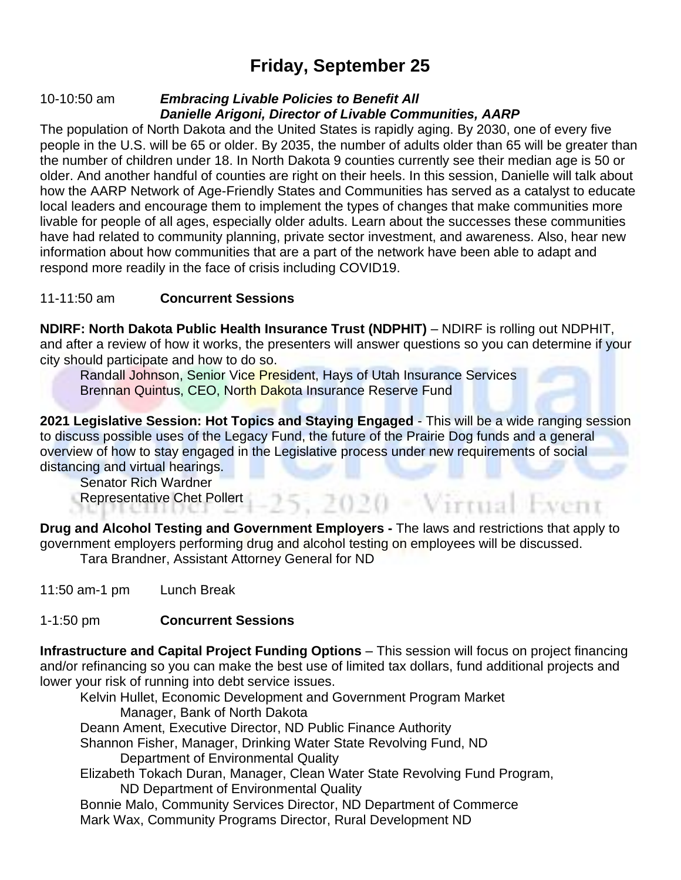# Friday, September 25

10-10:50 am ***Embracing Livable Policies to Benefit All***
***Danielle Arigoni, Director of Livable Communities, AARP***

The population of North Dakota and the United States is rapidly aging. By 2030, one of every five people in the U.S. will be 65 or older. By 2035, the number of adults older than 65 will be greater than the number of children under 18. In North Dakota 9 counties currently see their median age is 50 or older. And another handful of counties are right on their heels. In this session, Danielle will talk about how the AARP Network of Age-Friendly States and Communities has served as a catalyst to educate local leaders and encourage them to implement the types of changes that make communities more livable for people of all ages, especially older adults. Learn about the successes these communities have had related to community planning, private sector investment, and awareness. Also, hear new information about how communities that are a part of the network have been able to adapt and respond more readily in the face of crisis including COVID19.

11-11:50 am **Concurrent Sessions**

**NDIRF: North Dakota Public Health Insurance Trust (NDPHIT)** – NDIRF is rolling out NDPHIT, and after a review of how it works, the presenters will answer questions so you can determine if your city should participate and how to do so.

Randall Johnson, Senior Vice President, Hays of Utah Insurance Services
Brennan Quintus, CEO, North Dakota Insurance Reserve Fund

**2021 Legislative Session: Hot Topics and Staying Engaged** - This will be a wide ranging session to discuss possible uses of the Legacy Fund, the future of the Prairie Dog funds and a general overview of how to stay engaged in the Legislative process under new requirements of social distancing and virtual hearings.

Senator Rich Wardner
Representative Chet Pollert

**Drug and Alcohol Testing and Government Employers -** The laws and restrictions that apply to government employers performing drug and alcohol testing on employees will be discussed.

Tara Brandner, Assistant Attorney General for ND

11:50 am-1 pm Lunch Break

1-1:50 pm **Concurrent Sessions**

**Infrastructure and Capital Project Funding Options** – This session will focus on project financing and/or refinancing so you can make the best use of limited tax dollars, fund additional projects and lower your risk of running into debt service issues.

Kelvin Hullet, Economic Development and Government Program Market Manager, Bank of North Dakota
Deann Ament, Executive Director, ND Public Finance Authority
Shannon Fisher, Manager, Drinking Water State Revolving Fund, ND Department of Environmental Quality
Elizabeth Tokach Duran, Manager, Clean Water State Revolving Fund Program, ND Department of Environmental Quality
Bonnie Malo, Community Services Director, ND Department of Commerce
Mark Wax, Community Programs Director, Rural Development ND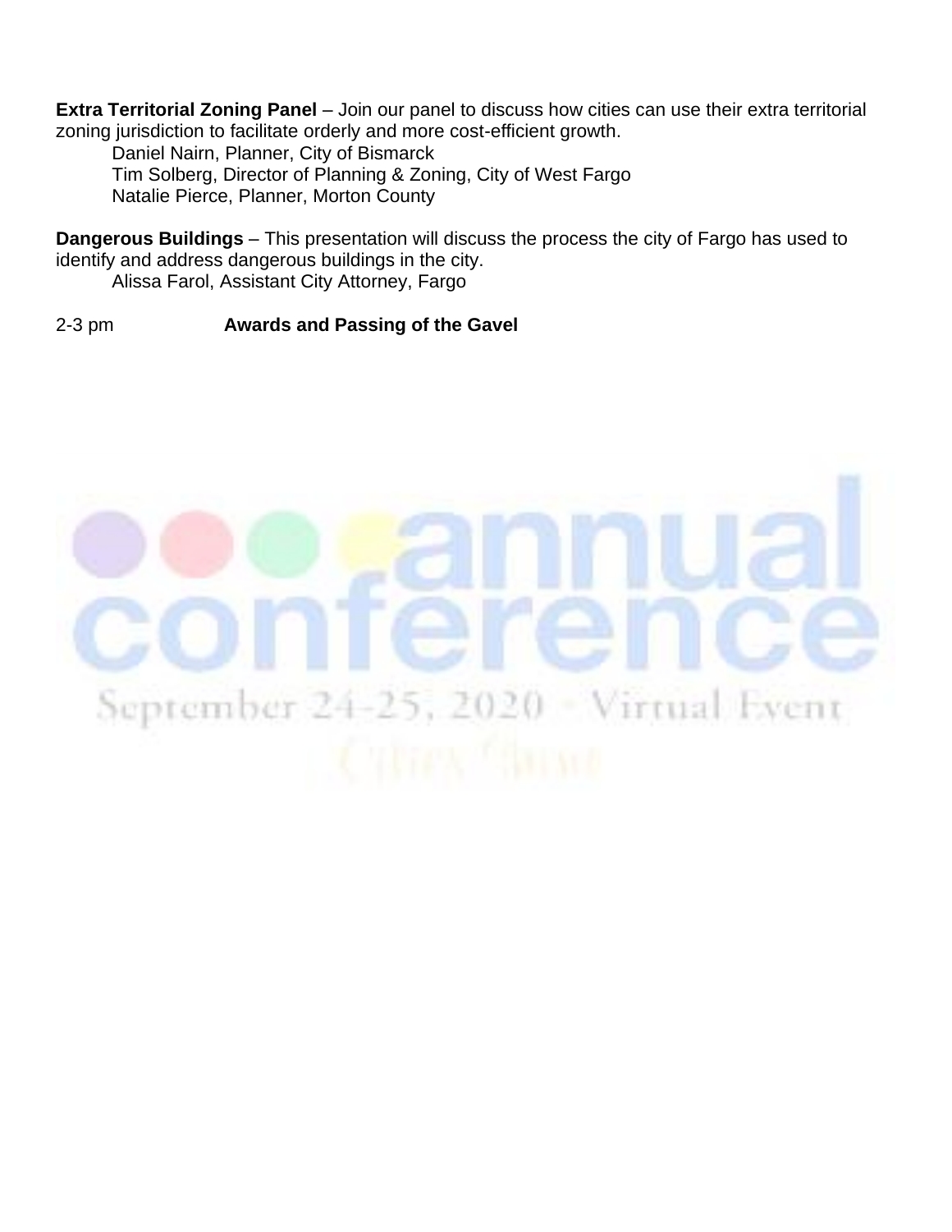**Extra Territorial Zoning Panel** – Join our panel to discuss how cities can use their extra territorial zoning jurisdiction to facilitate orderly and more cost-efficient growth.

Daniel Nairn, Planner, City of Bismarck
Tim Solberg, Director of Planning & Zoning, City of West Fargo
Natalie Pierce, Planner, Morton County

**Dangerous Buildings** – This presentation will discuss the process the city of Fargo has used to identify and address dangerous buildings in the city.

Alissa Farol, Assistant City Attorney, Fargo

2-3 pm **Awards and Passing of the Gavel**

annual conference

September 24-25, 2020 · Virtual Event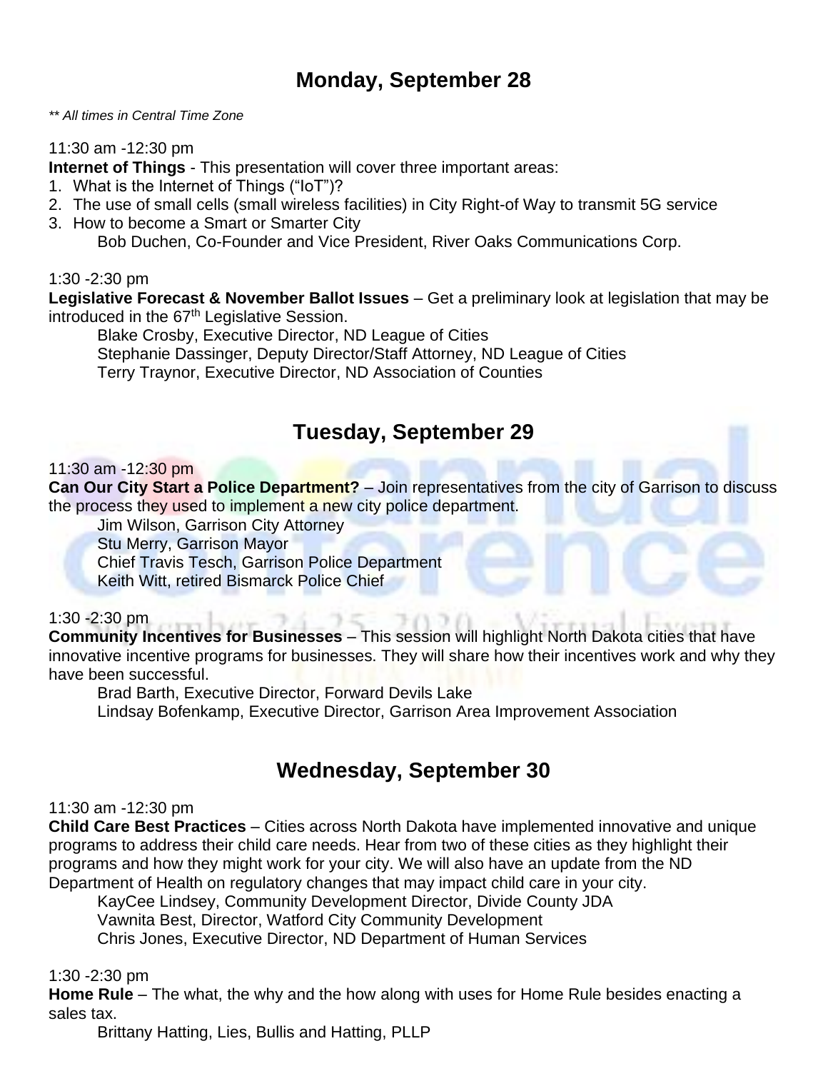## Monday, September 28

*\*\* All times in Central Time Zone*

11:30 am -12:30 pm

**Internet of Things** - This presentation will cover three important areas:

1. What is the Internet of Things ("IoT")?
2. The use of small cells (small wireless facilities) in City Right-of Way to transmit 5G service
3. How to become a Smart or Smarter City

Bob Duchen, Co-Founder and Vice President, River Oaks Communications Corp.

1:30 -2:30 pm

**Legislative Forecast & November Ballot Issues** – Get a preliminary look at legislation that may be introduced in the 67th Legislative Session.

Blake Crosby, Executive Director, ND League of Cities
Stephanie Dassinger, Deputy Director/Staff Attorney, ND League of Cities
Terry Traynor, Executive Director, ND Association of Counties

## Tuesday, September 29

11:30 am -12:30 pm

**Can Our City Start a Police Department?** – Join representatives from the city of Garrison to discuss the process they used to implement a new city police department.

Jim Wilson, Garrison City Attorney
Stu Merry, Garrison Mayor
Chief Travis Tesch, Garrison Police Department
Keith Witt, retired Bismarck Police Chief

1:30 -2:30 pm

**Community Incentives for Businesses** – This session will highlight North Dakota cities that have innovative incentive programs for businesses. They will share how their incentives work and why they have been successful.

Brad Barth, Executive Director, Forward Devils Lake
Lindsay Bofenkamp, Executive Director, Garrison Area Improvement Association

## Wednesday, September 30

11:30 am -12:30 pm

**Child Care Best Practices** – Cities across North Dakota have implemented innovative and unique programs to address their child care needs. Hear from two of these cities as they highlight their programs and how they might work for your city. We will also have an update from the ND Department of Health on regulatory changes that may impact child care in your city.

KayCee Lindsey, Community Development Director, Divide County JDA
Vawnita Best, Director, Watford City Community Development
Chris Jones, Executive Director, ND Department of Human Services

1:30 -2:30 pm

**Home Rule** – The what, the why and the how along with uses for Home Rule besides enacting a sales tax.

Brittany Hatting, Lies, Bullis and Hatting, PLLP